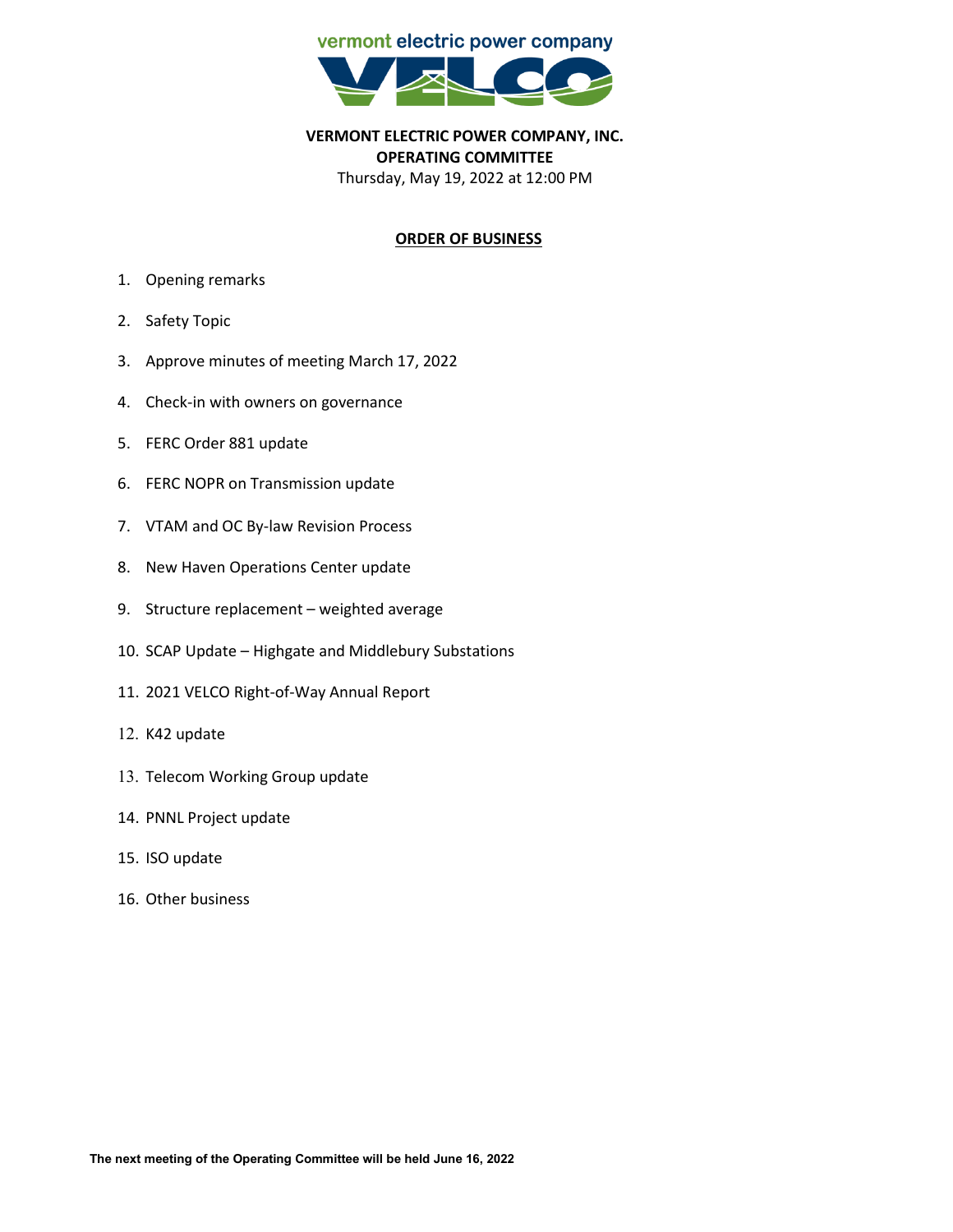vermont electric power company

VELCO

**VERMONT ELECTRIC POWER COMPANY, INC.**
**OPERATING COMMITTEE**
Thursday, May 19, 2022 at 12:00 PM

**ORDER OF BUSINESS**

1. Opening remarks
2. Safety Topic
3. Approve minutes of meeting March 17, 2022
4. Check-in with owners on governance
5. FERC Order 881 update
6. FERC NOPR on Transmission update
7. VTAM and OC By-law Revision Process
8. New Haven Operations Center update
9. Structure replacement – weighted average
10. SCAP Update – Highgate and Middlebury Substations
11. 2021 VELCO Right-of-Way Annual Report
12. K42 update
13. Telecom Working Group update
14. PNNL Project update
15. ISO update
16. Other business

**The next meeting of the Operating Committee will be held June 16, 2022**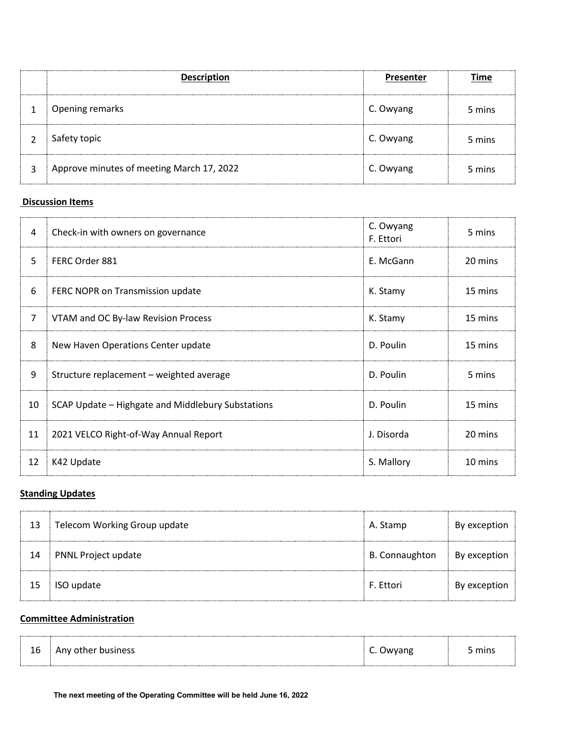| | **Description** | **Presenter** | **Time** |
|---|---|---|---|
| 1 | Opening remarks | C. Owyang | 5 mins |
| 2 | Safety topic | C. Owyang | 5 mins |
| 3 | Approve minutes of meeting March 17, 2022 | C. Owyang | 5 mins |

**Discussion Items**

| | | | |
|---|---|---|---|
| 4 | Check-in with owners on governance | C. Owyang<br>F. Ettori | 5 mins |
| 5 | FERC Order 881 | E. McGann | 20 mins |
| 6 | FERC NOPR on Transmission update | K. Stamy | 15 mins |
| 7 | VTAM and OC By-law Revision Process | K. Stamy | 15 mins |
| 8 | New Haven Operations Center update | D. Poulin | 15 mins |
| 9 | Structure replacement – weighted average | D. Poulin | 5 mins |
| 10 | SCAP Update – Highgate and Middlebury Substations | D. Poulin | 15 mins |
| 11 | 2021 VELCO Right-of-Way Annual Report | J. Disorda | 20 mins |
| 12 | K42 Update | S. Mallory | 10 mins |

**Standing Updates**

| | | | |
|---|---|---|---|
| 13 | Telecom Working Group update | A. Stamp | By exception |
| 14 | PNNL Project update | B. Connaughton | By exception |
| 15 | ISO update | F. Ettori | By exception |

**Committee Administration**

| | | | |
|---|---|---|---|
| 16 | Any other business | C. Owyang | 5 mins |

**The next meeting of the Operating Committee will be held June 16, 2022**